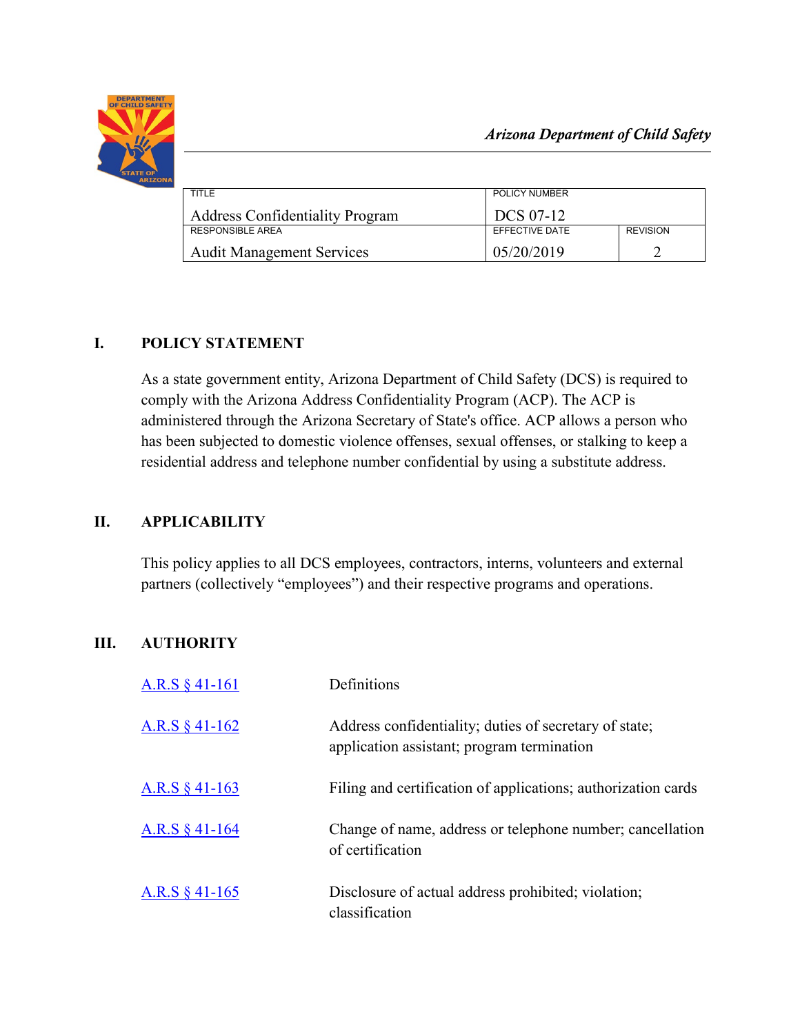*Arizona Department of Child Safety*

| TITLE | POLICY NUMBER | |
|---|---|---|
| Address Confidentiality Program | DCS 07-12 | |
| RESPONSIBLE AREA | EFFECTIVE DATE | REVISION |
| Audit Management Services | 05/20/2019 | 2 |

## I. POLICY STATEMENT

As a state government entity, Arizona Department of Child Safety (DCS) is required to comply with the Arizona Address Confidentiality Program (ACP). The ACP is administered through the Arizona Secretary of State's office. ACP allows a person who has been subjected to domestic violence offenses, sexual offenses, or stalking to keep a residential address and telephone number confidential by using a substitute address.

## II. APPLICABILITY

This policy applies to all DCS employees, contractors, interns, volunteers and external partners (collectively "employees") and their respective programs and operations.

## III. AUTHORITY

| | |
|---|---|
| A.R.S § 41-161 | Definitions |
| A.R.S § 41-162 | Address confidentiality; duties of secretary of state; application assistant; program termination |
| A.R.S § 41-163 | Filing and certification of applications; authorization cards |
| A.R.S § 41-164 | Change of name, address or telephone number; cancellation of certification |
| A.R.S § 41-165 | Disclosure of actual address prohibited; violation; classification |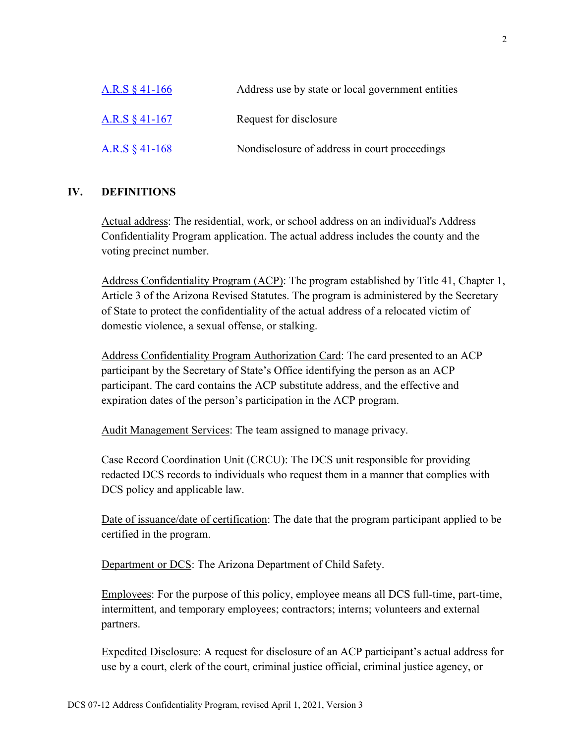| | |
|---|---|
| [A.R.S § 41-166] | Address use by state or local government entities |
| [A.R.S § 41-167] | Request for disclosure |
| [A.R.S § 41-168] | Nondisclosure of address in court proceedings |

## IV. DEFINITIONS

Actual address: The residential, work, or school address on an individual's Address Confidentiality Program application. The actual address includes the county and the voting precinct number.

Address Confidentiality Program (ACP): The program established by Title 41, Chapter 1, Article 3 of the Arizona Revised Statutes. The program is administered by the Secretary of State to protect the confidentiality of the actual address of a relocated victim of domestic violence, a sexual offense, or stalking.

Address Confidentiality Program Authorization Card: The card presented to an ACP participant by the Secretary of State's Office identifying the person as an ACP participant. The card contains the ACP substitute address, and the effective and expiration dates of the person's participation in the ACP program.

Audit Management Services: The team assigned to manage privacy.

Case Record Coordination Unit (CRCU): The DCS unit responsible for providing redacted DCS records to individuals who request them in a manner that complies with DCS policy and applicable law.

Date of issuance/date of certification: The date that the program participant applied to be certified in the program.

Department or DCS: The Arizona Department of Child Safety.

Employees: For the purpose of this policy, employee means all DCS full-time, part-time, intermittent, and temporary employees; contractors; interns; volunteers and external partners.

Expedited Disclosure: A request for disclosure of an ACP participant's actual address for use by a court, clerk of the court, criminal justice official, criminal justice agency, or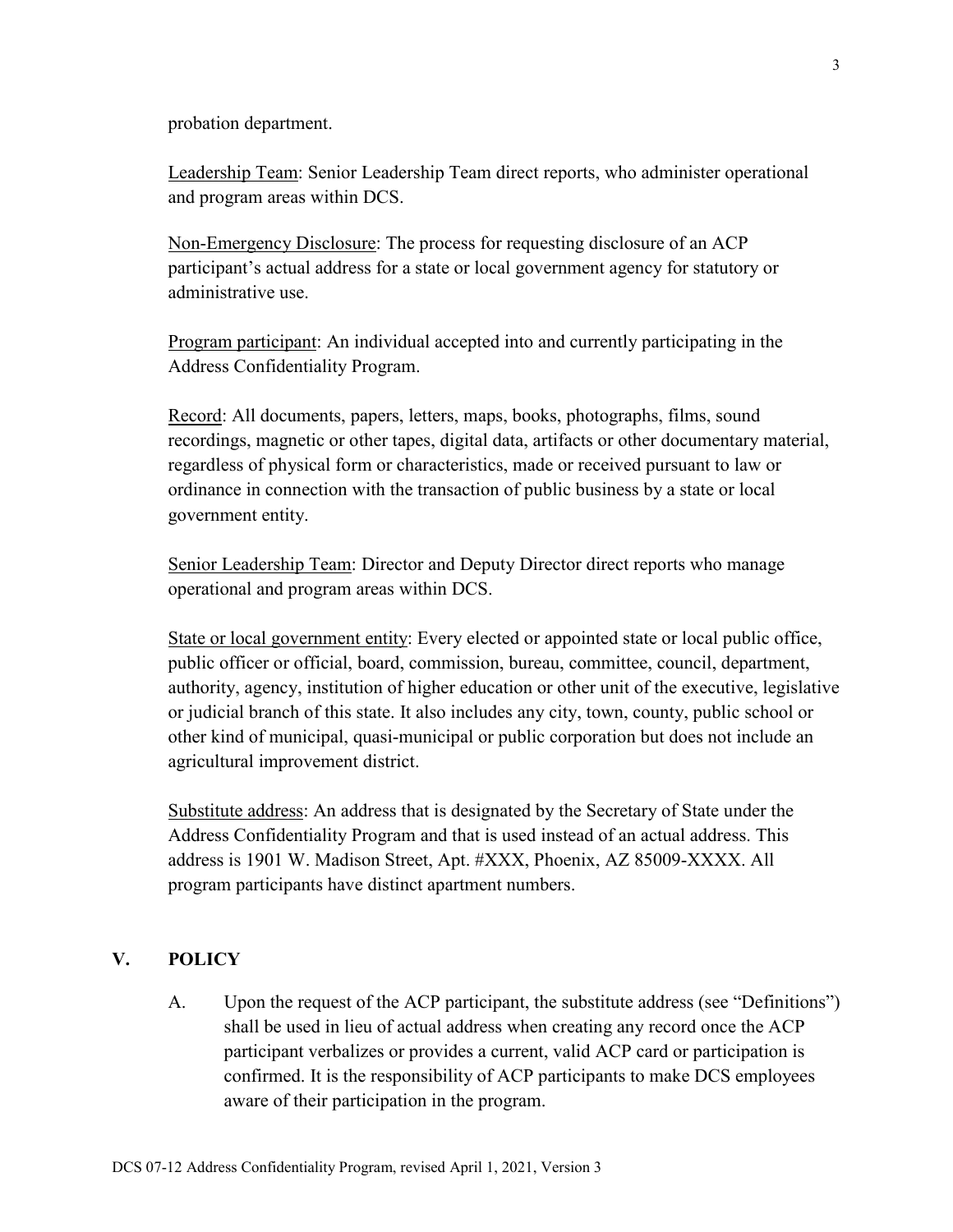probation department.

<u>Leadership Team</u>: Senior Leadership Team direct reports, who administer operational and program areas within DCS.

<u>Non-Emergency Disclosure</u>: The process for requesting disclosure of an ACP participant's actual address for a state or local government agency for statutory or administrative use.

<u>Program participant</u>: An individual accepted into and currently participating in the Address Confidentiality Program.

<u>Record</u>: All documents, papers, letters, maps, books, photographs, films, sound recordings, magnetic or other tapes, digital data, artifacts or other documentary material, regardless of physical form or characteristics, made or received pursuant to law or ordinance in connection with the transaction of public business by a state or local government entity.

<u>Senior Leadership Team</u>: Director and Deputy Director direct reports who manage operational and program areas within DCS.

<u>State or local government entity</u>: Every elected or appointed state or local public office, public officer or official, board, commission, bureau, committee, council, department, authority, agency, institution of higher education or other unit of the executive, legislative or judicial branch of this state. It also includes any city, town, county, public school or other kind of municipal, quasi-municipal or public corporation but does not include an agricultural improvement district.

<u>Substitute address</u>: An address that is designated by the Secretary of State under the Address Confidentiality Program and that is used instead of an actual address. This address is 1901 W. Madison Street, Apt. #XXX, Phoenix, AZ 85009-XXXX. All program participants have distinct apartment numbers.

## V. POLICY

A. Upon the request of the ACP participant, the substitute address (see "Definitions") shall be used in lieu of actual address when creating any record once the ACP participant verbalizes or provides a current, valid ACP card or participation is confirmed. It is the responsibility of ACP participants to make DCS employees aware of their participation in the program.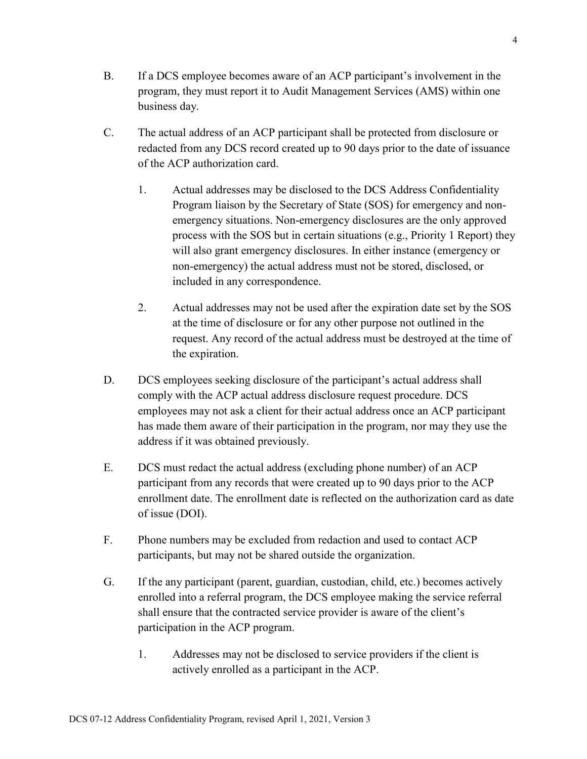B. If a DCS employee becomes aware of an ACP participant's involvement in the program, they must report it to Audit Management Services (AMS) within one business day.

C. The actual address of an ACP participant shall be protected from disclosure or redacted from any DCS record created up to 90 days prior to the date of issuance of the ACP authorization card.

   1. Actual addresses may be disclosed to the DCS Address Confidentiality Program liaison by the Secretary of State (SOS) for emergency and non-emergency situations. Non-emergency disclosures are the only approved process with the SOS but in certain situations (e.g., Priority 1 Report) they will also grant emergency disclosures. In either instance (emergency or non-emergency) the actual address must not be stored, disclosed, or included in any correspondence.

   2. Actual addresses may not be used after the expiration date set by the SOS at the time of disclosure or for any other purpose not outlined in the request. Any record of the actual address must be destroyed at the time of the expiration.

D. DCS employees seeking disclosure of the participant's actual address shall comply with the ACP actual address disclosure request procedure. DCS employees may not ask a client for their actual address once an ACP participant has made them aware of their participation in the program, nor may they use the address if it was obtained previously.

E. DCS must redact the actual address (excluding phone number) of an ACP participant from any records that were created up to 90 days prior to the ACP enrollment date. The enrollment date is reflected on the authorization card as date of issue (DOI).

F. Phone numbers may be excluded from redaction and used to contact ACP participants, but may not be shared outside the organization.

G. If the any participant (parent, guardian, custodian, child, etc.) becomes actively enrolled into a referral program, the DCS employee making the service referral shall ensure that the contracted service provider is aware of the client's participation in the ACP program.

   1. Addresses may not be disclosed to service providers if the client is actively enrolled as a participant in the ACP.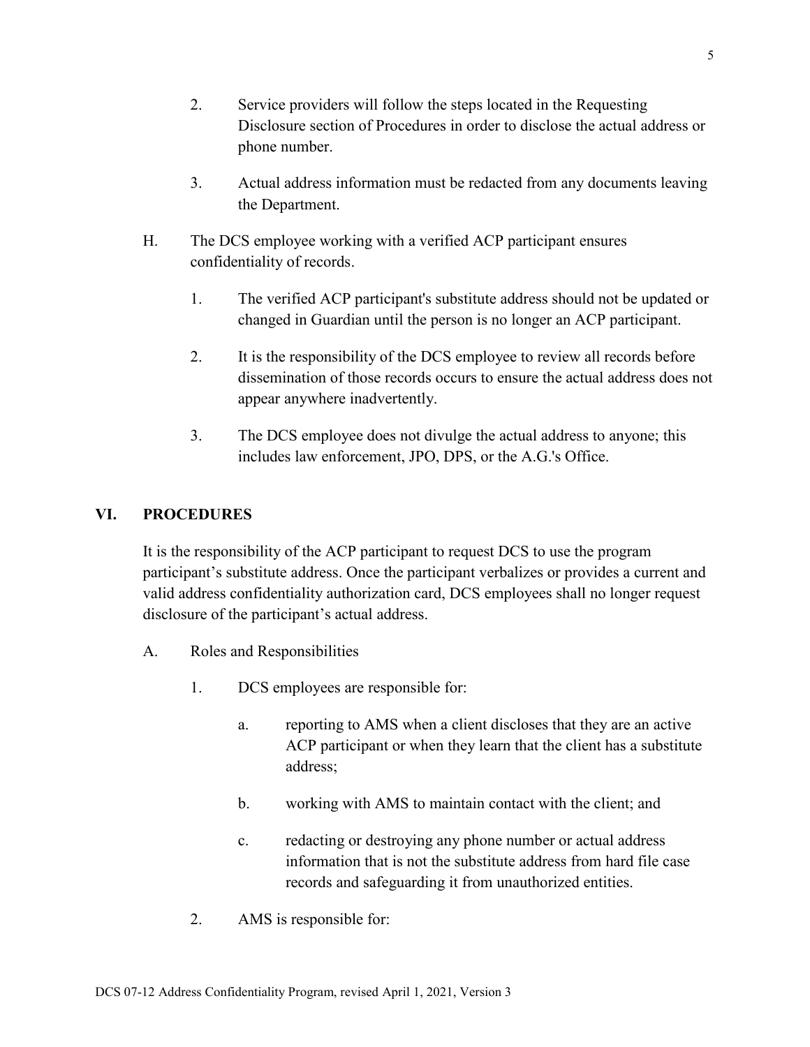2. Service providers will follow the steps located in the Requesting Disclosure section of Procedures in order to disclose the actual address or phone number.

3. Actual address information must be redacted from any documents leaving the Department.

H. The DCS employee working with a verified ACP participant ensures confidentiality of records.

   1. The verified ACP participant's substitute address should not be updated or changed in Guardian until the person is no longer an ACP participant.

   2. It is the responsibility of the DCS employee to review all records before dissemination of those records occurs to ensure the actual address does not appear anywhere inadvertently.

   3. The DCS employee does not divulge the actual address to anyone; this includes law enforcement, JPO, DPS, or the A.G.'s Office.

## VI. PROCEDURES

It is the responsibility of the ACP participant to request DCS to use the program participant's substitute address. Once the participant verbalizes or provides a current and valid address confidentiality authorization card, DCS employees shall no longer request disclosure of the participant's actual address.

A. Roles and Responsibilities

   1. DCS employees are responsible for:

      a. reporting to AMS when a client discloses that they are an active ACP participant or when they learn that the client has a substitute address;

      b. working with AMS to maintain contact with the client; and

      c. redacting or destroying any phone number or actual address information that is not the substitute address from hard file case records and safeguarding it from unauthorized entities.

   2. AMS is responsible for: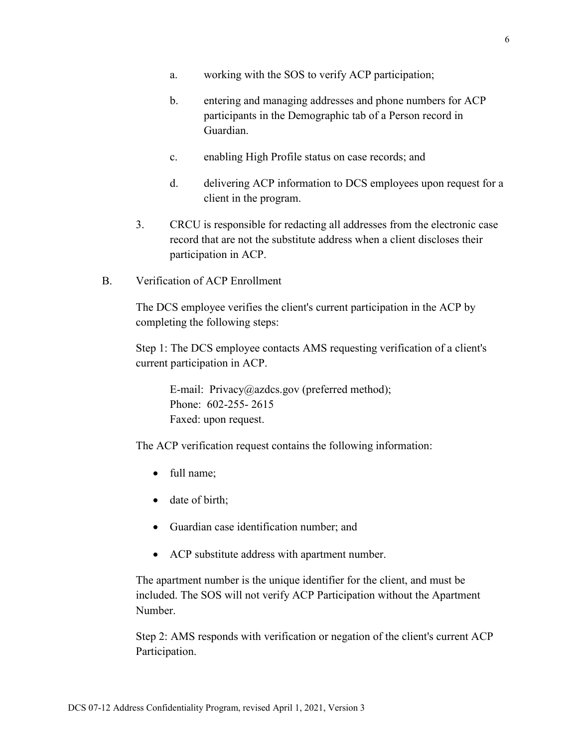a. working with the SOS to verify ACP participation;

b. entering and managing addresses and phone numbers for ACP participants in the Demographic tab of a Person record in Guardian.

c. enabling High Profile status on case records; and

d. delivering ACP information to DCS employees upon request for a client in the program.

3. CRCU is responsible for redacting all addresses from the electronic case record that are not the substitute address when a client discloses their participation in ACP.

B. Verification of ACP Enrollment

The DCS employee verifies the client's current participation in the ACP by completing the following steps:

Step 1: The DCS employee contacts AMS requesting verification of a client's current participation in ACP.

E-mail: Privacy@azdcs.gov (preferred method);
Phone: 602-255- 2615
Faxed: upon request.

The ACP verification request contains the following information:

- full name;
- date of birth;
- Guardian case identification number; and
- ACP substitute address with apartment number.

The apartment number is the unique identifier for the client, and must be included. The SOS will not verify ACP Participation without the Apartment Number.

Step 2: AMS responds with verification or negation of the client's current ACP Participation.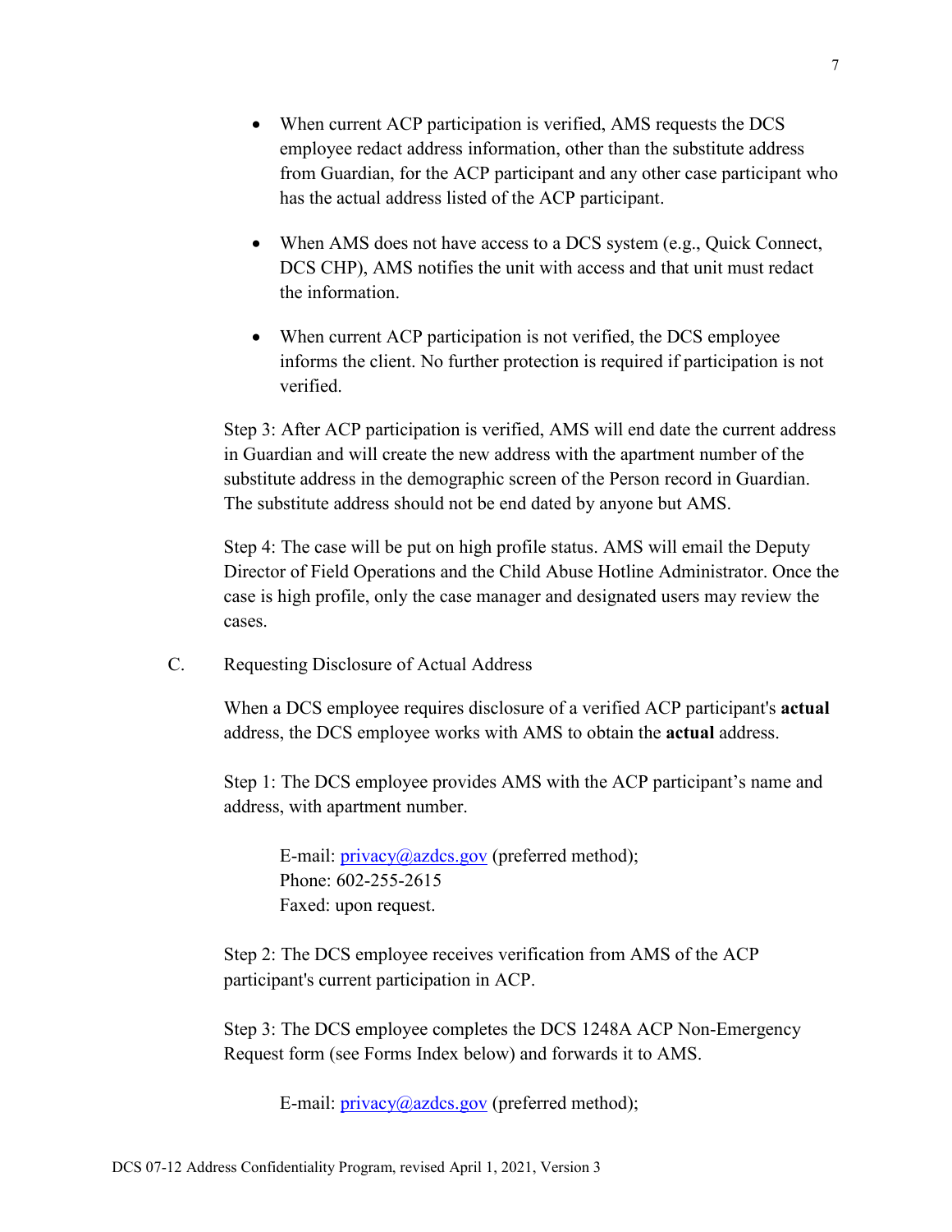- When current ACP participation is verified, AMS requests the DCS employee redact address information, other than the substitute address from Guardian, for the ACP participant and any other case participant who has the actual address listed of the ACP participant.

- When AMS does not have access to a DCS system (e.g., Quick Connect, DCS CHP), AMS notifies the unit with access and that unit must redact the information.

- When current ACP participation is not verified, the DCS employee informs the client. No further protection is required if participation is not verified.

Step 3: After ACP participation is verified, AMS will end date the current address in Guardian and will create the new address with the apartment number of the substitute address in the demographic screen of the Person record in Guardian. The substitute address should not be end dated by anyone but AMS.

Step 4: The case will be put on high profile status. AMS will email the Deputy Director of Field Operations and the Child Abuse Hotline Administrator. Once the case is high profile, only the case manager and designated users may review the cases.

C. Requesting Disclosure of Actual Address

When a DCS employee requires disclosure of a verified ACP participant's **actual** address, the DCS employee works with AMS to obtain the **actual** address.

Step 1: The DCS employee provides AMS with the ACP participant's name and address, with apartment number.

E-mail: privacy@azdcs.gov (preferred method);
Phone: 602-255-2615
Faxed: upon request.

Step 2: The DCS employee receives verification from AMS of the ACP participant's current participation in ACP.

Step 3: The DCS employee completes the DCS 1248A ACP Non-Emergency Request form (see Forms Index below) and forwards it to AMS.

E-mail: privacy@azdcs.gov (preferred method);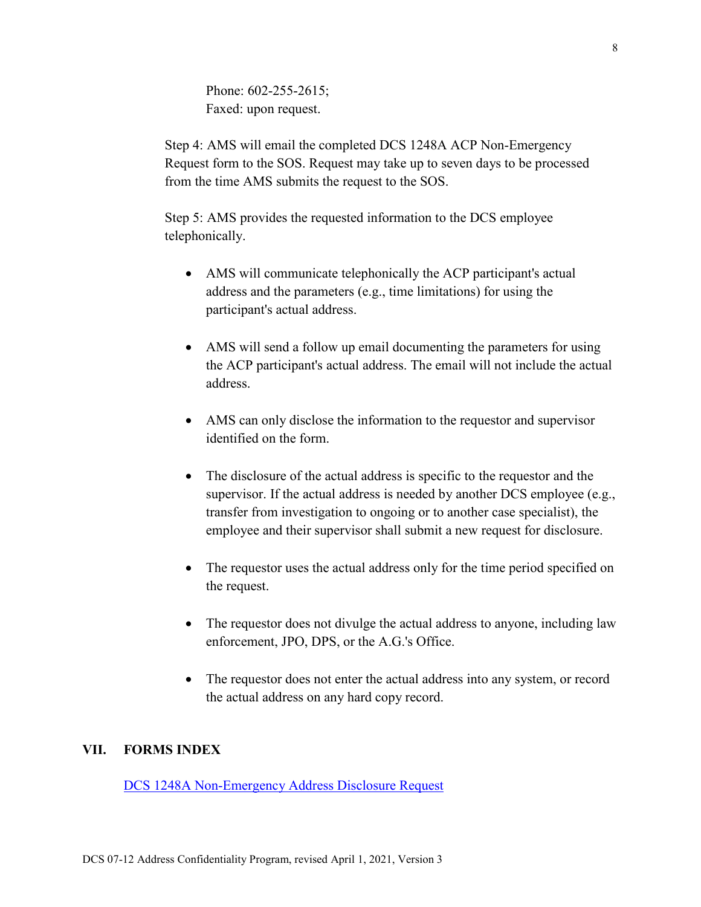Phone: 602-255-2615;
Faxed: upon request.

Step 4: AMS will email the completed DCS 1248A ACP Non-Emergency Request form to the SOS. Request may take up to seven days to be processed from the time AMS submits the request to the SOS.

Step 5: AMS provides the requested information to the DCS employee telephonically.

- AMS will communicate telephonically the ACP participant's actual address and the parameters (e.g., time limitations) for using the participant's actual address.
- AMS will send a follow up email documenting the parameters for using the ACP participant's actual address. The email will not include the actual address.
- AMS can only disclose the information to the requestor and supervisor identified on the form.
- The disclosure of the actual address is specific to the requestor and the supervisor. If the actual address is needed by another DCS employee (e.g., transfer from investigation to ongoing or to another case specialist), the employee and their supervisor shall submit a new request for disclosure.
- The requestor uses the actual address only for the time period specified on the request.
- The requestor does not divulge the actual address to anyone, including law enforcement, JPO, DPS, or the A.G.'s Office.
- The requestor does not enter the actual address into any system, or record the actual address on any hard copy record.

## VII. FORMS INDEX

DCS 1248A Non-Emergency Address Disclosure Request

DCS 07-12 Address Confidentiality Program, revised April 1, 2021, Version 3